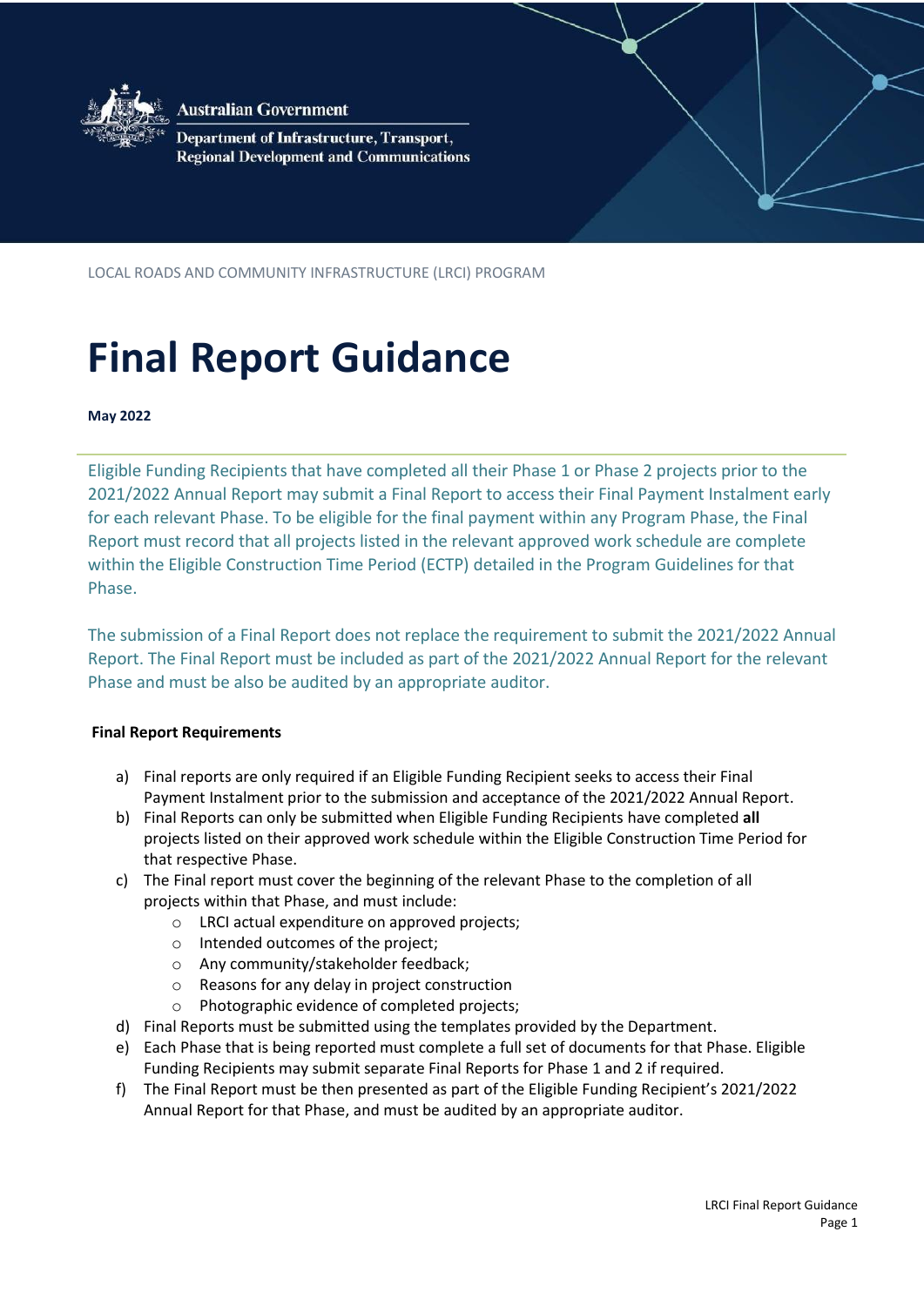Australian Government

Department of Infrastructure, Transport, Regional Development and Communications

LOCAL ROADS AND COMMUNITY INFRASTRUCTURE (LRCI) PROGRAM

# Final Report Guidance

**May 2022**

Eligible Funding Recipients that have completed all their Phase 1 or Phase 2 projects prior to the 2021/2022 Annual Report may submit a Final Report to access their Final Payment Instalment early for each relevant Phase. To be eligible for the final payment within any Program Phase, the Final Report must record that all projects listed in the relevant approved work schedule are complete within the Eligible Construction Time Period (ECTP) detailed in the Program Guidelines for that Phase.

The submission of a Final Report does not replace the requirement to submit the 2021/2022 Annual Report. The Final Report must be included as part of the 2021/2022 Annual Report for the relevant Phase and must be also be audited by an appropriate auditor.

**Final Report Requirements**

a) Final reports are only required if an Eligible Funding Recipient seeks to access their Final Payment Instalment prior to the submission and acceptance of the 2021/2022 Annual Report.
b) Final Reports can only be submitted when Eligible Funding Recipients have completed **all** projects listed on their approved work schedule within the Eligible Construction Time Period for that respective Phase.
c) The Final report must cover the beginning of the relevant Phase to the completion of all projects within that Phase, and must include:
   - LRCI actual expenditure on approved projects;
   - Intended outcomes of the project;
   - Any community/stakeholder feedback;
   - Reasons for any delay in project construction
   - Photographic evidence of completed projects;
d) Final Reports must be submitted using the templates provided by the Department.
e) Each Phase that is being reported must complete a full set of documents for that Phase. Eligible Funding Recipients may submit separate Final Reports for Phase 1 and 2 if required.
f) The Final Report must be then presented as part of the Eligible Funding Recipient's 2021/2022 Annual Report for that Phase, and must be audited by an appropriate auditor.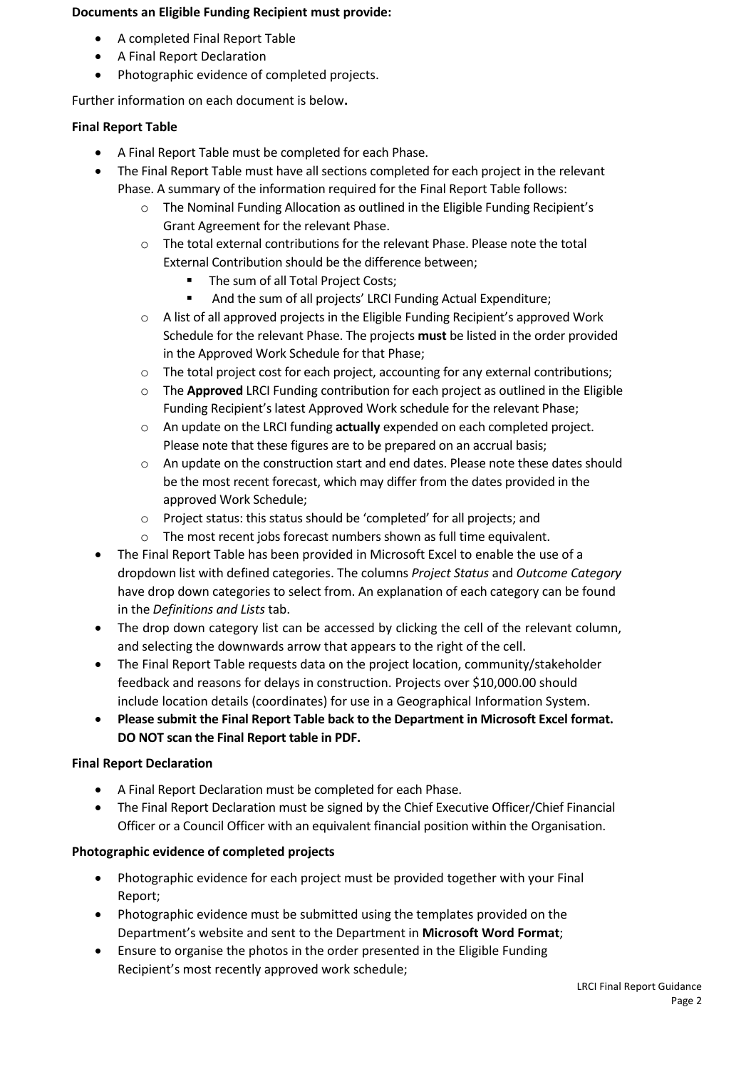**Documents an Eligible Funding Recipient must provide:**

- A completed Final Report Table
- A Final Report Declaration
- Photographic evidence of completed projects.

Further information on each document is below**.**

**Final Report Table**

- A Final Report Table must be completed for each Phase.
- The Final Report Table must have all sections completed for each project in the relevant Phase. A summary of the information required for the Final Report Table follows:
    - The Nominal Funding Allocation as outlined in the Eligible Funding Recipient's Grant Agreement for the relevant Phase.
    - The total external contributions for the relevant Phase. Please note the total External Contribution should be the difference between;
        - The sum of all Total Project Costs;
        - And the sum of all projects' LRCI Funding Actual Expenditure;
    - A list of all approved projects in the Eligible Funding Recipient's approved Work Schedule for the relevant Phase. The projects **must** be listed in the order provided in the Approved Work Schedule for that Phase;
    - The total project cost for each project, accounting for any external contributions;
    - The **Approved** LRCI Funding contribution for each project as outlined in the Eligible Funding Recipient's latest Approved Work schedule for the relevant Phase;
    - An update on the LRCI funding **actually** expended on each completed project. Please note that these figures are to be prepared on an accrual basis;
    - An update on the construction start and end dates. Please note these dates should be the most recent forecast, which may differ from the dates provided in the approved Work Schedule;
    - Project status: this status should be 'completed' for all projects; and
    - The most recent jobs forecast numbers shown as full time equivalent.
- The Final Report Table has been provided in Microsoft Excel to enable the use of a dropdown list with defined categories. The columns *Project Status* and *Outcome Category* have drop down categories to select from. An explanation of each category can be found in the *Definitions and Lists* tab.
- The drop down category list can be accessed by clicking the cell of the relevant column, and selecting the downwards arrow that appears to the right of the cell.
- The Final Report Table requests data on the project location, community/stakeholder feedback and reasons for delays in construction. Projects over $10,000.00 should include location details (coordinates) for use in a Geographical Information System.
- **Please submit the Final Report Table back to the Department in Microsoft Excel format. DO NOT scan the Final Report table in PDF.**

**Final Report Declaration**

- A Final Report Declaration must be completed for each Phase.
- The Final Report Declaration must be signed by the Chief Executive Officer/Chief Financial Officer or a Council Officer with an equivalent financial position within the Organisation.

**Photographic evidence of completed projects**

- Photographic evidence for each project must be provided together with your Final Report;
- Photographic evidence must be submitted using the templates provided on the Department's website and sent to the Department in **Microsoft Word Format**;
- Ensure to organise the photos in the order presented in the Eligible Funding Recipient's most recently approved work schedule;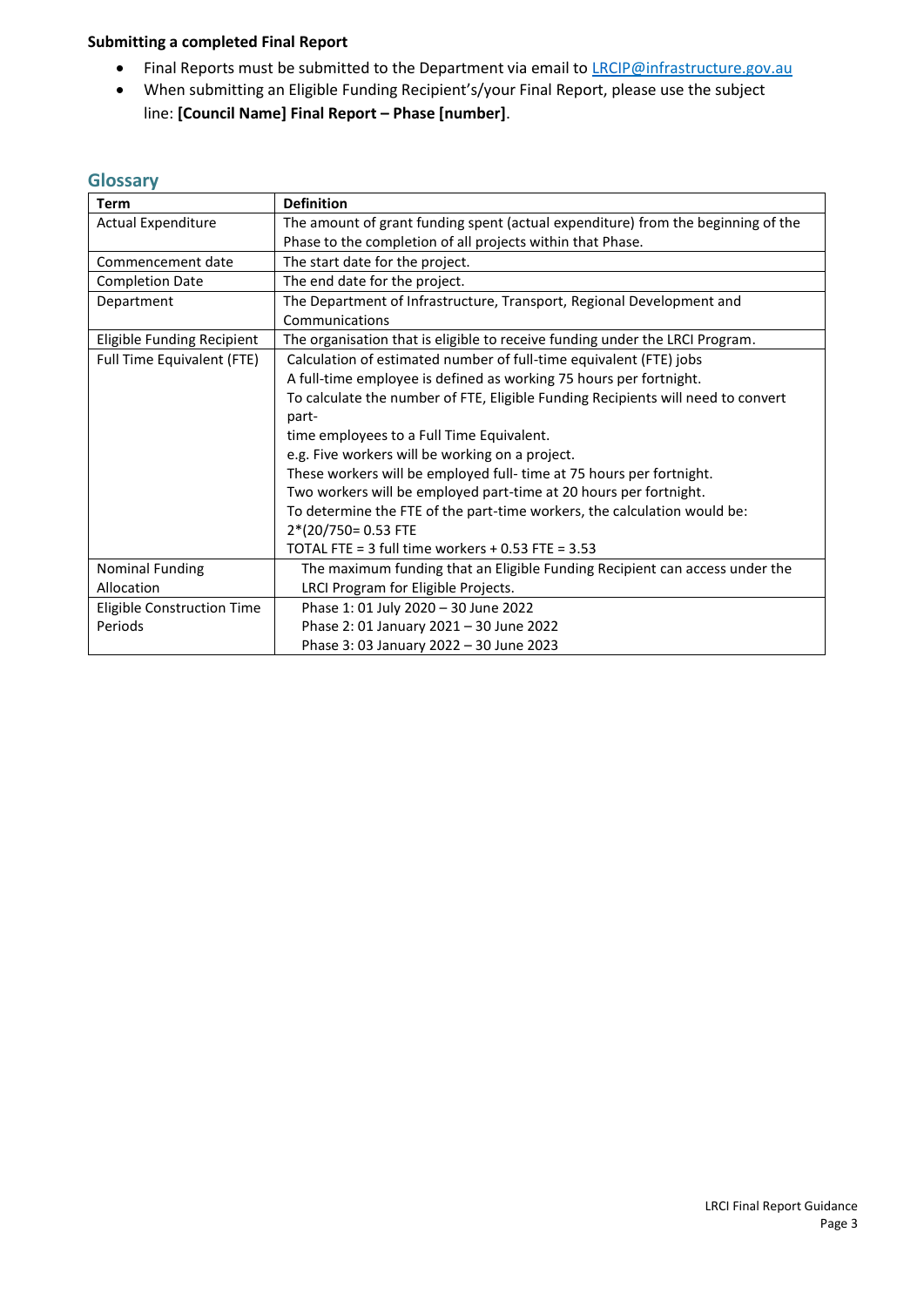**Submitting a completed Final Report**

- Final Reports must be submitted to the Department via email to LRCIP@infrastructure.gov.au
- When submitting an Eligible Funding Recipient's/your Final Report, please use the subject line: **[Council Name] Final Report – Phase [number]**.

## Glossary

| Term | Definition |
|---|---|
| Actual Expenditure | The amount of grant funding spent (actual expenditure) from the beginning of the Phase to the completion of all projects within that Phase. |
| Commencement date | The start date for the project. |
| Completion Date | The end date for the project. |
| Department | The Department of Infrastructure, Transport, Regional Development and Communications |
| Eligible Funding Recipient | The organisation that is eligible to receive funding under the LRCI Program. |
| Full Time Equivalent (FTE) | Calculation of estimated number of full-time equivalent (FTE) jobs<br>A full-time employee is defined as working 75 hours per fortnight.<br>To calculate the number of FTE, Eligible Funding Recipients will need to convert part-<br>time employees to a Full Time Equivalent.<br>e.g. Five workers will be working on a project.<br>These workers will be employed full- time at 75 hours per fortnight.<br>Two workers will be employed part-time at 20 hours per fortnight.<br>To determine the FTE of the part-time workers, the calculation would be:<br>2*(20/750= 0.53 FTE<br>TOTAL FTE = 3 full time workers + 0.53 FTE = 3.53 |
| Nominal Funding Allocation | The maximum funding that an Eligible Funding Recipient can access under the LRCI Program for Eligible Projects. |
| Eligible Construction Time Periods | Phase 1: 01 July 2020 – 30 June 2022<br>Phase 2: 01 January 2021 – 30 June 2022<br>Phase 3: 03 January 2022 – 30 June 2023 |